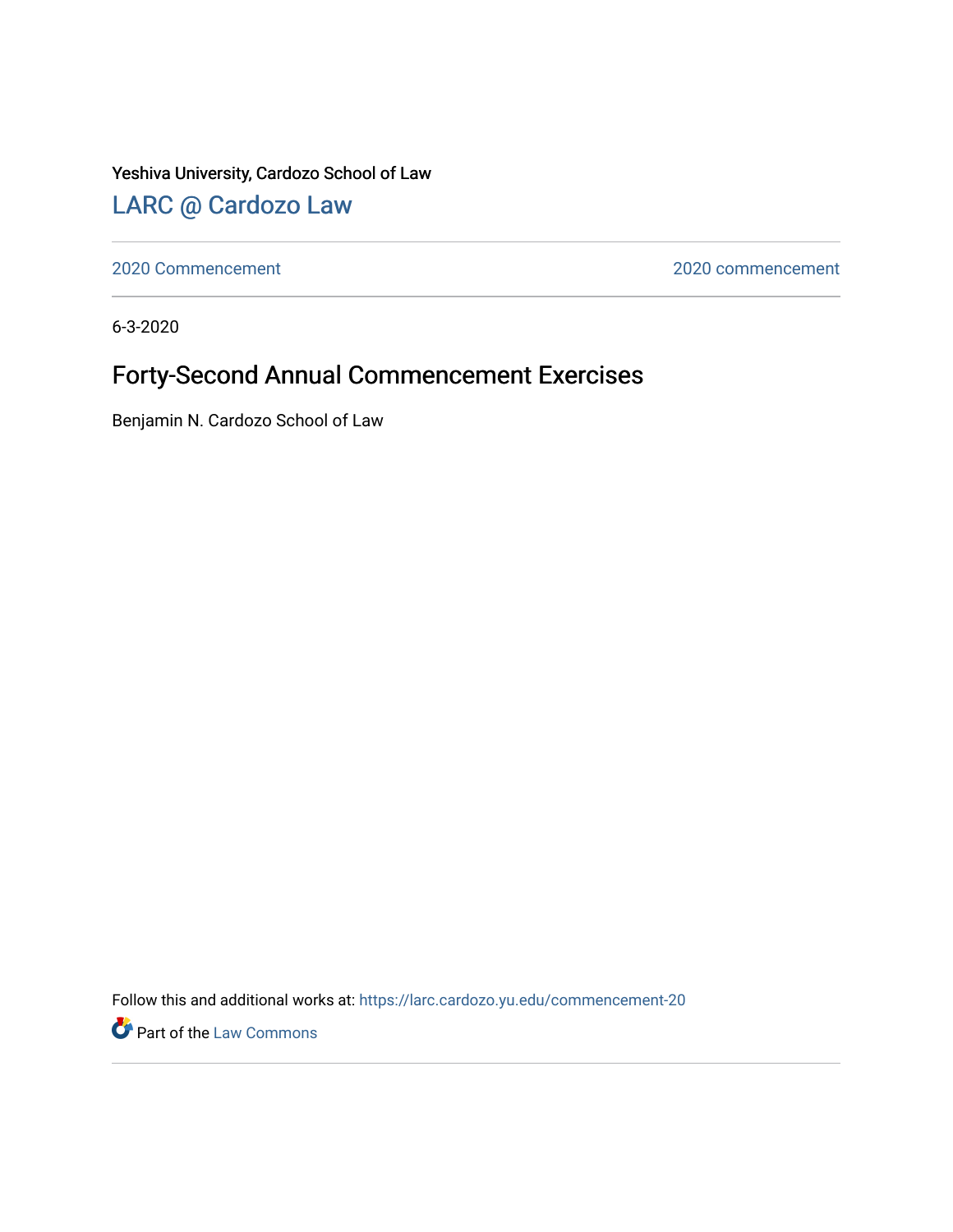Yeshiva University, Cardozo School of Law

## LARC @ Cardozo Law

2020 Commencement | 2020 commencement

6-3-2020

# Forty-Second Annual Commencement Exercises

Benjamin N. Cardozo School of Law

Follow this and additional works at: https://larc.cardozo.yu.edu/commencement-20

Part of the Law Commons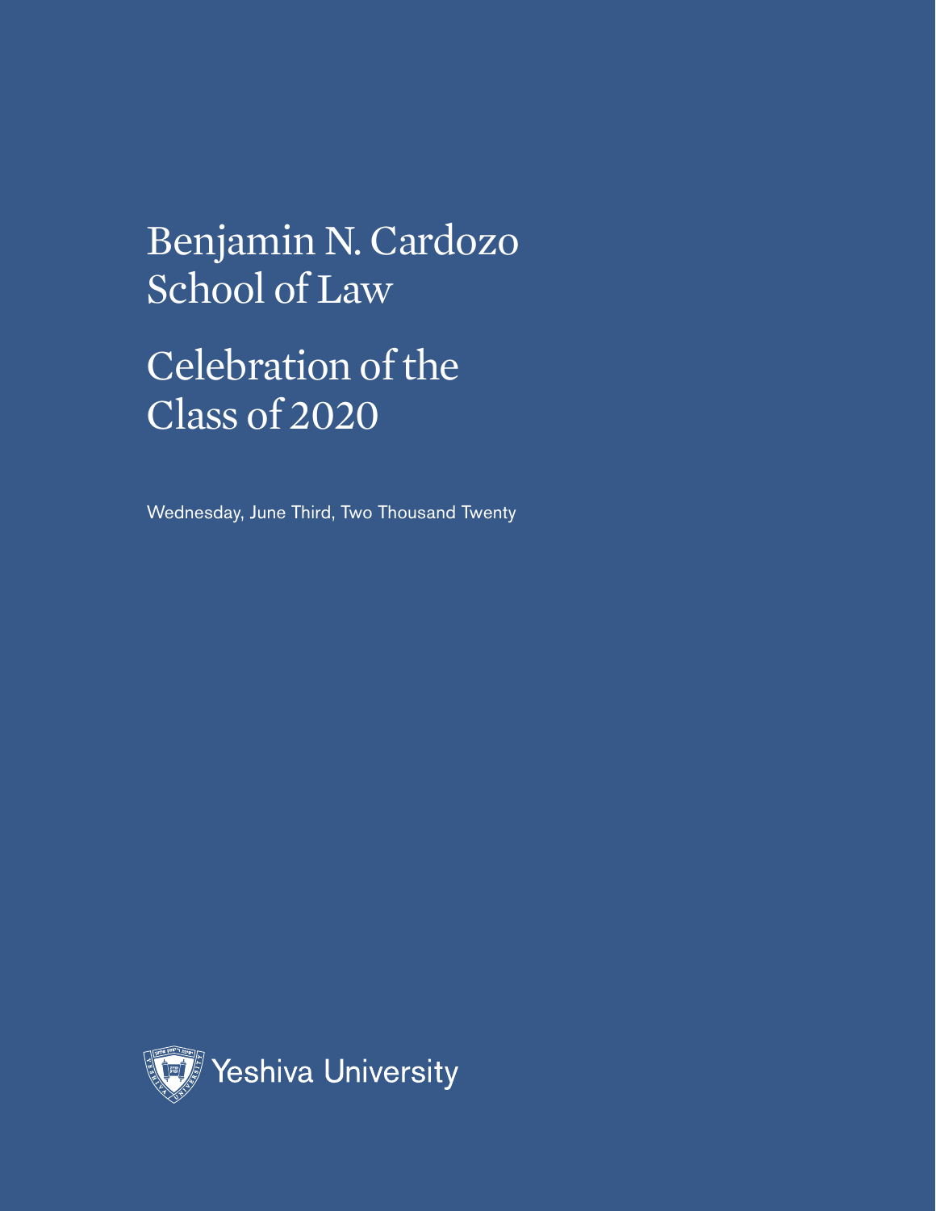# Benjamin N. Cardozo School of Law

# Celebration of the Class of 2020

Wednesday, June Third, Two Thousand Twenty

Yeshiva University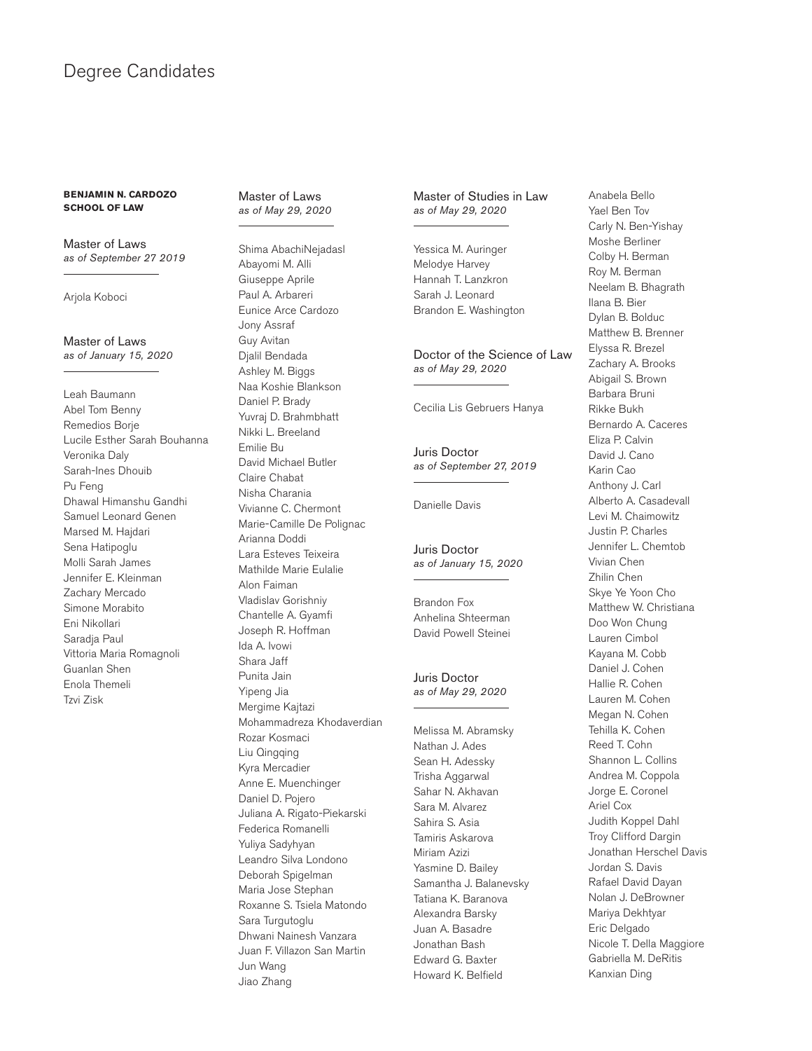# Degree Candidates

**BENJAMIN N. CARDOZO SCHOOL OF LAW**

## Master of Laws
*as of September 27 2019*

Arjola Koboci

## Master of Laws
*as of January 15, 2020*

Leah Baumann
Abel Tom Benny
Remedios Borje
Lucile Esther Sarah Bouhanna
Veronika Daly
Sarah-Ines Dhouib
Pu Feng
Dhawal Himanshu Gandhi
Samuel Leonard Genen
Marsed M. Hajdari
Sena Hatipoglu
Molli Sarah James
Jennifer E. Kleinman
Zachary Mercado
Simone Morabito
Eni Nikollari
Saradja Paul
Vittoria Maria Romagnoli
Guanlan Shen
Enola Themeli
Tzvi Zisk

## Master of Laws
*as of May 29, 2020*

Shima AbachiNejadasl
Abayomi M. Alli
Giuseppe Aprile
Paul A. Arbareri
Eunice Arce Cardozo
Jony Assraf
Guy Avitan
Djalil Bendada
Ashley M. Biggs
Naa Koshie Blankson
Daniel P. Brady
Yuvraj D. Brahmbhatt
Nikki L. Breeland
Emilie Bu
David Michael Butler
Claire Chabat
Nisha Charania
Vivianne C. Chermont
Marie-Camille De Polignac
Arianna Doddi
Lara Esteves Teixeira
Mathilde Marie Eulalie
Alon Faiman
Vladislav Gorishniy
Chantelle A. Gyamfi
Joseph R. Hoffman
Ida A. Ivowi
Shara Jaff
Punita Jain
Yipeng Jia
Mergime Kajtazi
Mohammadreza Khodaverdian
Rozar Kosmaci
Liu Qingqing
Kyra Mercadier
Anne E. Muenchinger
Daniel D. Pojero
Juliana A. Rigato-Piekarski
Federica Romanelli
Yuliya Sadyhyan
Leandro Silva Londono
Deborah Spigelman
Maria Jose Stephan
Roxanne S. Tsiela Matondo
Sara Turgutoglu
Dhwani Nainesh Vanzara
Juan F. Villazon San Martin
Jun Wang
Jiao Zhang

## Master of Studies in Law
*as of May 29, 2020*

Yessica M. Auringer
Melodye Harvey
Hannah T. Lanzkron
Sarah J. Leonard
Brandon E. Washington

## Doctor of the Science of Law
*as of May 29, 2020*

Cecilia Lis Gebruers Hanya

## Juris Doctor
*as of September 27, 2019*

Danielle Davis

## Juris Doctor
*as of January 15, 2020*

Brandon Fox
Anhelina Shteerman
David Powell Steinei

## Juris Doctor
*as of May 29, 2020*

Melissa M. Abramsky
Nathan J. Ades
Sean H. Adessky
Trisha Aggarwal
Sahar N. Akhavan
Sara M. Alvarez
Sahira S. Asia
Tamiris Askarova
Miriam Azizi
Yasmine D. Bailey
Samantha J. Balanevsky
Tatiana K. Baranova
Alexandra Barsky
Juan A. Basadre
Jonathan Bash
Edward G. Baxter
Howard K. Belfield
Anabela Bello
Yael Ben Tov
Carly N. Ben-Yishay
Moshe Berliner
Colby H. Berman
Roy M. Berman
Neelam B. Bhagrath
Ilana B. Bier
Dylan B. Bolduc
Matthew B. Brenner
Elyssa R. Brezel
Zachary A. Brooks
Abigail S. Brown
Barbara Bruni
Rikke Bukh
Bernardo A. Caceres
Eliza P. Calvin
David J. Cano
Karin Cao
Anthony J. Carl
Alberto A. Casadevall
Levi M. Chaimowitz
Justin P. Charles
Jennifer L. Chemtob
Vivian Chen
Zhilin Chen
Skye Ye Yoon Cho
Matthew W. Christiana
Doo Won Chung
Lauren Cimbol
Kayana M. Cobb
Daniel J. Cohen
Hallie R. Cohen
Lauren M. Cohen
Megan N. Cohen
Tehilla K. Cohen
Reed T. Cohn
Shannon L. Collins
Andrea M. Coppola
Jorge E. Coronel
Ariel Cox
Judith Koppel Dahl
Troy Clifford Dargin
Jonathan Herschel Davis
Jordan S. Davis
Rafael David Dayan
Nolan J. DeBrowner
Mariya Dekhtyar
Eric Delgado
Nicole T. Della Maggiore
Gabriella M. DeRitis
Kanxian Ding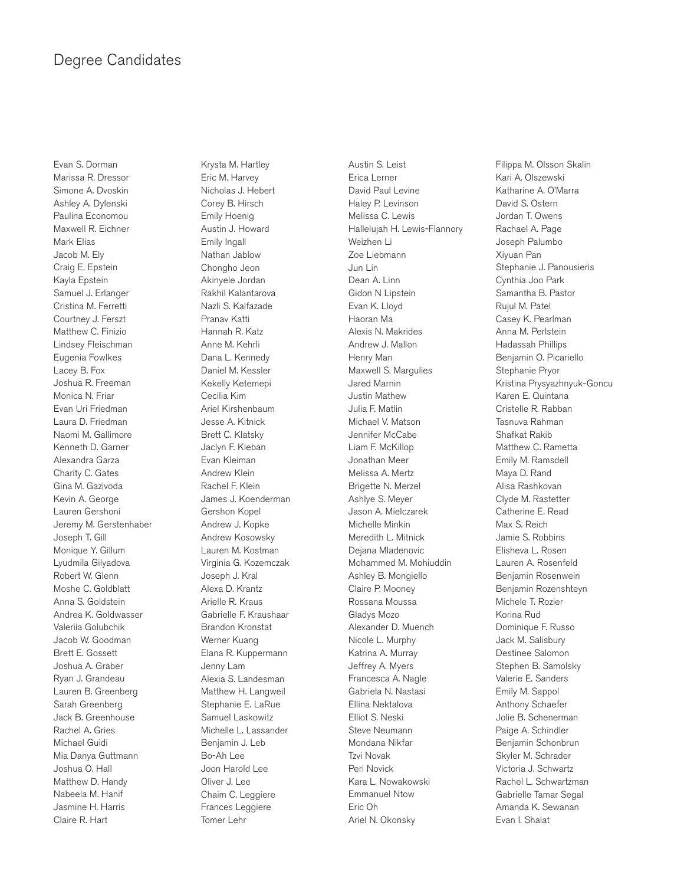# Degree Candidates

Evan S. Dorman
Marissa R. Dressor
Simone A. Dvoskin
Ashley A. Dylenski
Paulina Economou
Maxwell R. Eichner
Mark Elias
Jacob M. Ely
Craig E. Epstein
Kayla Epstein
Samuel J. Erlanger
Cristina M. Ferretti
Courtney J. Ferszt
Matthew C. Finizio
Lindsey Fleischman
Eugenia Fowlkes
Lacey B. Fox
Joshua R. Freeman
Monica N. Friar
Evan Uri Friedman
Laura D. Friedman
Naomi M. Gallimore
Kenneth D. Garner
Alexandra Garza
Charity C. Gates
Gina M. Gazivoda
Kevin A. George
Lauren Gershoni
Jeremy M. Gerstenhaber
Joseph T. Gill
Monique Y. Gillum
Lyudmila Gilyadova
Robert W. Glenn
Moshe C. Goldblatt
Anna S. Goldstein
Andrea K. Goldwasser
Valeriia Golubchik
Jacob W. Goodman
Brett E. Gossett
Joshua A. Graber
Ryan J. Grandeau
Lauren B. Greenberg
Sarah Greenberg
Jack B. Greenhouse
Rachel A. Gries
Michael Guidi
Mia Danya Guttmann
Joshua O. Hall
Matthew D. Handy
Nabeela M. Hanif
Jasmine H. Harris
Claire R. Hart
Krysta M. Hartley
Eric M. Harvey
Nicholas J. Hebert
Corey B. Hirsch
Emily Hoenig
Austin J. Howard
Emily Ingall
Nathan Jablow
Chongho Jeon
Akinyele Jordan
Rakhil Kalantarova
Nazli S. Kalfazade
Pranav Katti
Hannah R. Katz
Anne M. Kehrli
Dana L. Kennedy
Daniel M. Kessler
Kekelly Ketemepi
Cecilia Kim
Ariel Kirshenbaum
Jesse A. Kitnick
Brett C. Klatsky
Jaclyn F. Kleban
Evan Kleiman
Andrew Klein
Rachel F. Klein
James J. Koenderman
Gershon Kopel
Andrew J. Kopke
Andrew Kosowsky
Lauren M. Kostman
Virginia G. Kozemczak
Joseph J. Kral
Alexa D. Krantz
Arielle R. Kraus
Gabrielle F. Kraushaar
Brandon Kronstat
Werner Kuang
Elana R. Kuppermann
Jenny Lam
Alexia S. Landesman
Matthew H. Langweil
Stephanie E. LaRue
Samuel Laskowitz
Michelle L. Lassander
Benjamin J. Leb
Bo-Ah Lee
Joon Harold Lee
Oliver J. Lee
Chaim C. Leggiere
Frances Leggiere
Tomer Lehr
Austin S. Leist
Erica Lerner
David Paul Levine
Haley P. Levinson
Melissa C. Lewis
Hallelujah H. Lewis-Flannory
Weizhen Li
Zoe Liebmann
Jun Lin
Dean A. Linn
Gidon N Lipstein
Evan K. Lloyd
Haoran Ma
Alexis N. Makrides
Andrew J. Mallon
Henry Man
Maxwell S. Margulies
Jared Marnin
Justin Mathew
Julia F. Matlin
Michael V. Matson
Jennifer McCabe
Liam F. McKillop
Jonathan Meer
Melissa A. Mertz
Brigette N. Merzel
Ashlye S. Meyer
Jason A. Mielczarek
Michelle Minkin
Meredith L. Mitnick
Dejana Mladenovic
Mohammed M. Mohiuddin
Ashley B. Mongiello
Claire P. Mooney
Rossana Moussa
Gladys Mozo
Alexander D. Muench
Nicole L. Murphy
Katrina A. Murray
Jeffrey A. Myers
Francesca A. Nagle
Gabriela N. Nastasi
Ellina Nektalova
Elliot S. Neski
Steve Neumann
Mondana Nikfar
Tzvi Novak
Peri Novick
Kara L. Nowakowski
Emmanuel Ntow
Eric Oh
Ariel N. Okonsky
Filippa M. Olsson Skalin
Kari A. Olszewski
Katharine A. O'Marra
David S. Ostern
Jordan T. Owens
Rachael A. Page
Joseph Palumbo
Xiyuan Pan
Stephanie J. Panousieris
Cynthia Joo Park
Samantha B. Pastor
Rujul M. Patel
Casey K. Pearlman
Anna M. Perlstein
Hadassah Phillips
Benjamin O. Picariello
Stephanie Pryor
Kristina Prysyazhnyuk-Goncu
Karen E. Quintana
Cristelle R. Rabban
Tasnuva Rahman
Shafkat Rakib
Matthew C. Rametta
Emily M. Ramsdell
Maya D. Rand
Alisa Rashkovan
Clyde M. Rastetter
Catherine E. Read
Max S. Reich
Jamie S. Robbins
Elisheva L. Rosen
Lauren A. Rosenfeld
Benjamin Rosenwein
Benjamin Rozenshteyn
Michele T. Rozier
Korina Rud
Dominique F. Russo
Jack M. Salisbury
Destinee Salomon
Stephen B. Samolsky
Valerie E. Sanders
Emily M. Sappol
Anthony Schaefer
Jolie B. Schenerman
Paige A. Schindler
Benjamin Schonbrun
Skyler M. Schrader
Victoria J. Schwartz
Rachel L. Schwartzman
Gabrielle Tamar Segal
Amanda K. Sewanan
Evan I. Shalat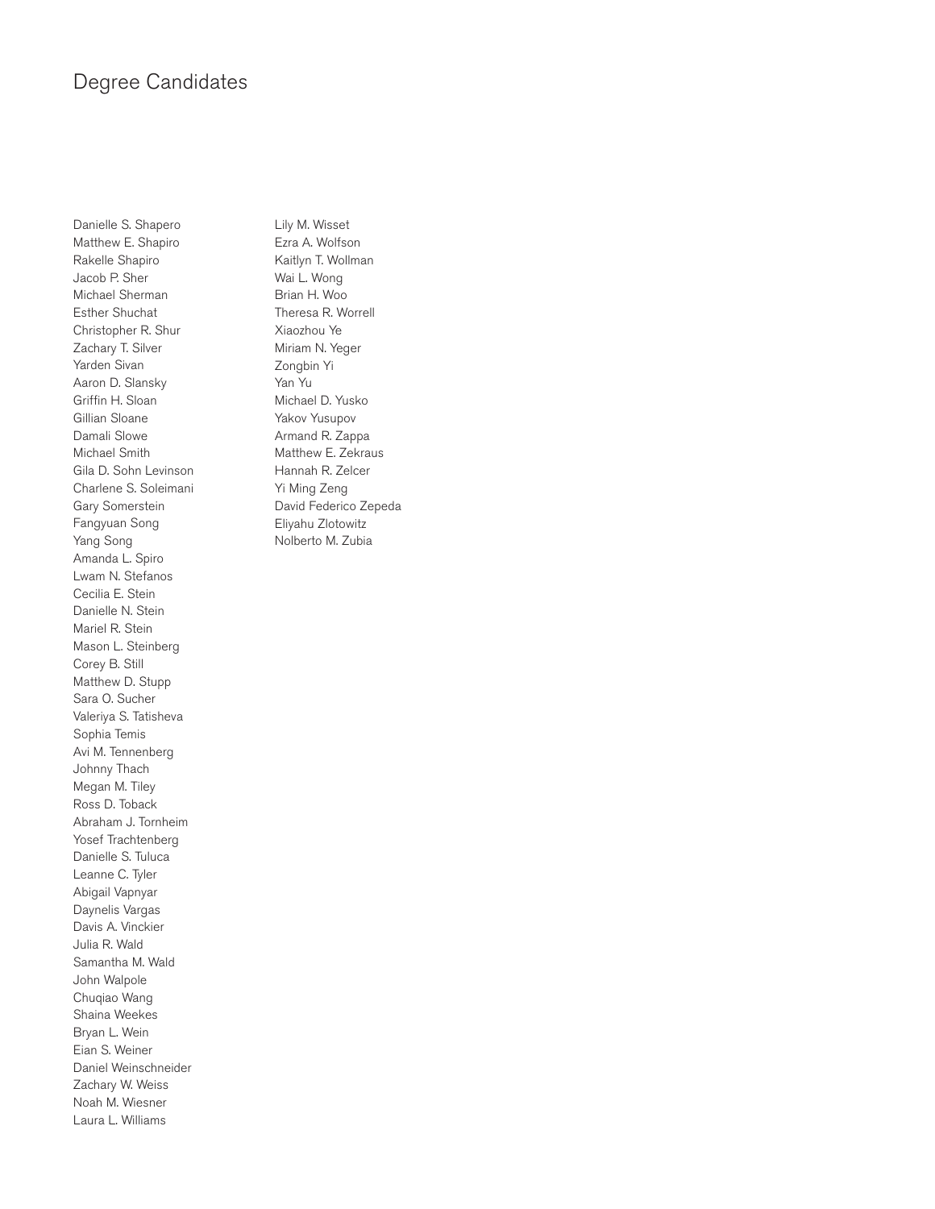# Degree Candidates

Danielle S. Shapero
Matthew E. Shapiro
Rakelle Shapiro
Jacob P. Sher
Michael Sherman
Esther Shuchat
Christopher R. Shur
Zachary T. Silver
Yarden Sivan
Aaron D. Slansky
Griffin H. Sloan
Gillian Sloane
Damali Slowe
Michael Smith
Gila D. Sohn Levinson
Charlene S. Soleimani
Gary Somerstein
Fangyuan Song
Yang Song
Amanda L. Spiro
Lwam N. Stefanos
Cecilia E. Stein
Danielle N. Stein
Mariel R. Stein
Mason L. Steinberg
Corey B. Still
Matthew D. Stupp
Sara O. Sucher
Valeriya S. Tatisheva
Sophia Temis
Avi M. Tennenberg
Johnny Thach
Megan M. Tiley
Ross D. Toback
Abraham J. Tornheim
Yosef Trachtenberg
Danielle S. Tuluca
Leanne C. Tyler
Abigail Vapnyar
Daynelis Vargas
Davis A. Vinckier
Julia R. Wald
Samantha M. Wald
John Walpole
Chuqiao Wang
Shaina Weekes
Bryan L. Wein
Eian S. Weiner
Daniel Weinschneider
Zachary W. Weiss
Noah M. Wiesner
Laura L. Williams
Lily M. Wisset
Ezra A. Wolfson
Kaitlyn T. Wollman
Wai L. Wong
Brian H. Woo
Theresa R. Worrell
Xiaozhou Ye
Miriam N. Yeger
Zongbin Yi
Yan Yu
Michael D. Yusko
Yakov Yusupov
Armand R. Zappa
Matthew E. Zekraus
Hannah R. Zelcer
Yi Ming Zeng
David Federico Zepeda
Eliyahu Zlotowitz
Nolberto M. Zubia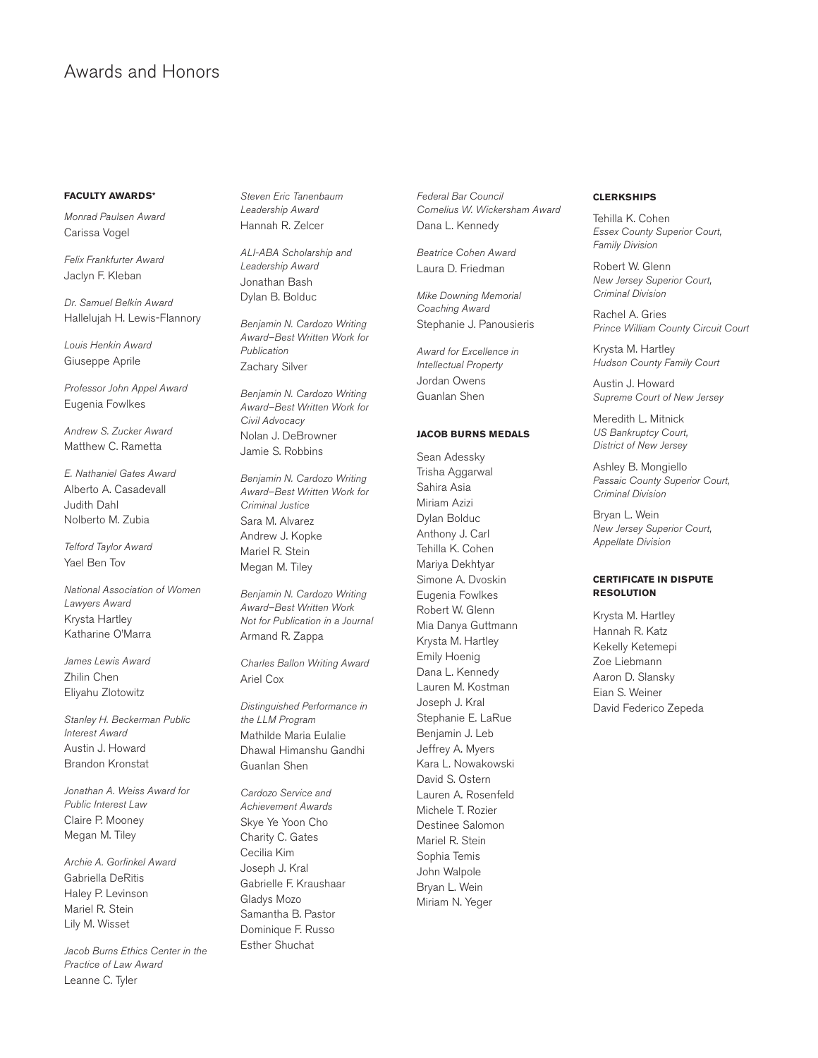# Awards and Honors

**FACULTY AWARDS***

*Monrad Paulsen Award*
Carissa Vogel

*Felix Frankfurter Award*
Jaclyn F. Kleban

*Dr. Samuel Belkin Award*
Hallelujah H. Lewis-Flannory

*Louis Henkin Award*
Giuseppe Aprile

*Professor John Appel Award*
Eugenia Fowlkes

*Andrew S. Zucker Award*
Matthew C. Rametta

*E. Nathaniel Gates Award*
Alberto A. Casadevall
Judith Dahl
Nolberto M. Zubia

*Telford Taylor Award*
Yael Ben Tov

*National Association of Women Lawyers Award*
Krysta Hartley
Katharine O'Marra

*James Lewis Award*
Zhilin Chen
Eliyahu Zlotowitz

*Stanley H. Beckerman Public Interest Award*
Austin J. Howard
Brandon Kronstat

*Jonathan A. Weiss Award for Public Interest Law*
Claire P. Mooney
Megan M. Tiley

*Archie A. Gorfinkel Award*
Gabriella DeRitis
Haley P. Levinson
Mariel R. Stein
Lily M. Wisset

*Jacob Burns Ethics Center in the Practice of Law Award*
Leanne C. Tyler

*Steven Eric Tanenbaum Leadership Award*
Hannah R. Zelcer

*ALI-ABA Scholarship and Leadership Award*
Jonathan Bash
Dylan B. Bolduc

*Benjamin N. Cardozo Writing Award–Best Written Work for Publication*
Zachary Silver

*Benjamin N. Cardozo Writing Award–Best Written Work for Civil Advocacy*
Nolan J. DeBrowner
Jamie S. Robbins

*Benjamin N. Cardozo Writing Award–Best Written Work for Criminal Justice*
Sara M. Alvarez
Andrew J. Kopke
Mariel R. Stein
Megan M. Tiley

*Benjamin N. Cardozo Writing Award–Best Written Work Not for Publication in a Journal*
Armand R. Zappa

*Charles Ballon Writing Award*
Ariel Cox

*Distinguished Performance in the LLM Program*
Mathilde Maria Eulalie
Dhawal Himanshu Gandhi
Guanlan Shen

*Cardozo Service and Achievement Awards*
Skye Ye Yoon Cho
Charity C. Gates
Cecilia Kim
Joseph J. Kral
Gabrielle F. Kraushaar
Gladys Mozo
Samantha B. Pastor
Dominique F. Russo
Esther Shuchat

*Federal Bar Council Cornelius W. Wickersham Award*
Dana L. Kennedy

*Beatrice Cohen Award*
Laura D. Friedman

*Mike Downing Memorial Coaching Award*
Stephanie J. Panousieris

*Award for Excellence in Intellectual Property*
Jordan Owens
Guanlan Shen

**JACOB BURNS MEDALS**

Sean Adessky
Trisha Aggarwal
Sahira Asia
Miriam Azizi
Dylan Bolduc
Anthony J. Carl
Tehilla K. Cohen
Mariya Dekhtyar
Simone A. Dvoskin
Eugenia Fowlkes
Robert W. Glenn
Mia Danya Guttmann
Krysta M. Hartley
Emily Hoenig
Dana L. Kennedy
Lauren M. Kostman
Joseph J. Kral
Stephanie E. LaRue
Benjamin J. Leb
Jeffrey A. Myers
Kara L. Nowakowski
David S. Ostern
Lauren A. Rosenfeld
Michele T. Rozier
Destinee Salomon
Mariel R. Stein
Sophia Temis
John Walpole
Bryan L. Wein
Miriam N. Yeger

**CLERKSHIPS**

Tehilla K. Cohen
*Essex County Superior Court, Family Division*

Robert W. Glenn
*New Jersey Superior Court, Criminal Division*

Rachel A. Gries
*Prince William County Circuit Court*

Krysta M. Hartley
*Hudson County Family Court*

Austin J. Howard
*Supreme Court of New Jersey*

Meredith L. Mitnick
*US Bankruptcy Court, District of New Jersey*

Ashley B. Mongiello
*Passaic County Superior Court, Criminal Division*

Bryan L. Wein
*New Jersey Superior Court, Appellate Division*

**CERTIFICATE IN DISPUTE RESOLUTION**

Krysta M. Hartley
Hannah R. Katz
Kekelly Ketemepi
Zoe Liebmann
Aaron D. Slansky
Eian S. Weiner
David Federico Zepeda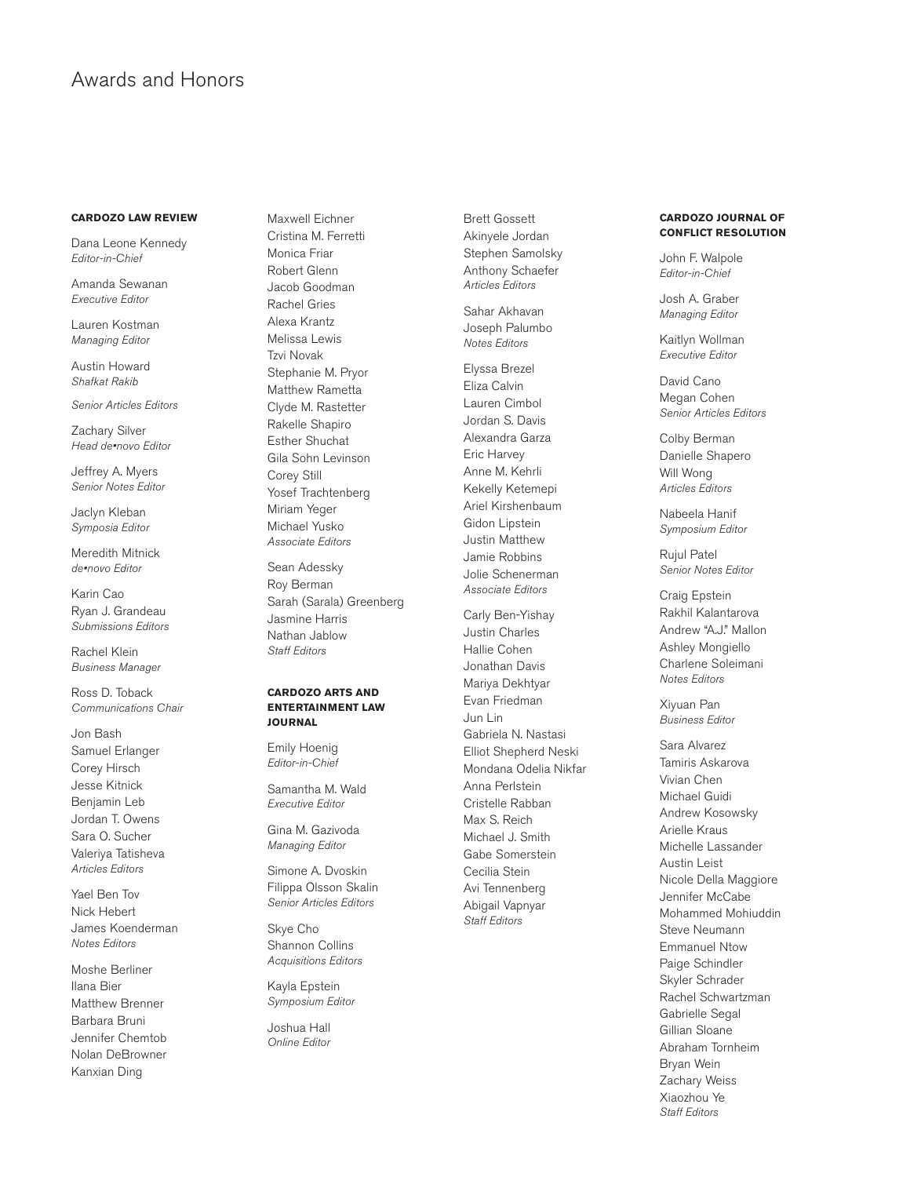# Awards and Honors

## CARDOZO LAW REVIEW

Dana Leone Kennedy
*Editor-in-Chief*

Amanda Sewanan
*Executive Editor*

Lauren Kostman
*Managing Editor*

Austin Howard
*Shafkat Rakib*

*Senior Articles Editors*

Zachary Silver
*Head de•novo Editor*

Jeffrey A. Myers
*Senior Notes Editor*

Jaclyn Kleban
*Symposia Editor*

Meredith Mitnick
*de•novo Editor*

Karin Cao
Ryan J. Grandeau
*Submissions Editors*

Rachel Klein
*Business Manager*

Ross D. Toback
*Communications Chair*

Jon Bash
Samuel Erlanger
Corey Hirsch
Jesse Kitnick
Benjamin Leb
Jordan T. Owens
Sara O. Sucher
Valeriya Tatisheva
*Articles Editors*

Yael Ben Tov
Nick Hebert
James Koenderman
*Notes Editors*

Moshe Berliner
Ilana Bier
Matthew Brenner
Barbara Bruni
Jennifer Chemtob
Nolan DeBrowner
Kanxian Ding
Maxwell Eichner
Cristina M. Ferretti
Monica Friar
Robert Glenn
Jacob Goodman
Rachel Gries
Alexa Krantz
Melissa Lewis
Tzvi Novak
Stephanie M. Pryor
Matthew Rametta
Clyde M. Rastetter
Rakelle Shapiro
Esther Shuchat
Gila Sohn Levinson
Corey Still
Yosef Trachtenberg
Miriam Yeger
Michael Yusko
*Associate Editors*

Sean Adessky
Roy Berman
Sarah (Sarala) Greenberg
Jasmine Harris
Nathan Jablow
*Staff Editors*

## CARDOZO ARTS AND ENTERTAINMENT LAW JOURNAL

Emily Hoenig
*Editor-in-Chief*

Samantha M. Wald
*Executive Editor*

Gina M. Gazivoda
*Managing Editor*

Simone A. Dvoskin
Filippa Olsson Skalin
*Senior Articles Editors*

Skye Cho
Shannon Collins
*Acquisitions Editors*

Kayla Epstein
*Symposium Editor*

Joshua Hall
*Online Editor*

Brett Gossett
Akinyele Jordan
Stephen Samolsky
Anthony Schaefer
*Articles Editors*

Sahar Akhavan
Joseph Palumbo
*Notes Editors*

Elyssa Brezel
Eliza Calvin
Lauren Cimbol
Jordan S. Davis
Alexandra Garza
Eric Harvey
Anne M. Kehrli
Kekelly Ketemepi
Ariel Kirshenbaum
Gidon Lipstein
Justin Matthew
Jamie Robbins
Jolie Schenerman
*Associate Editors*

Carly Ben-Yishay
Justin Charles
Hallie Cohen
Jonathan Davis
Mariya Dekhtyar
Evan Friedman
Jun Lin
Gabriela N. Nastasi
Elliot Shepherd Neski
Mondana Odelia Nikfar
Anna Perlstein
Cristelle Rabban
Max S. Reich
Michael J. Smith
Gabe Somerstein
Cecilia Stein
Avi Tennenberg
Abigail Vapnyar
*Staff Editors*

## CARDOZO JOURNAL OF CONFLICT RESOLUTION

John F. Walpole
*Editor-in-Chief*

Josh A. Graber
*Managing Editor*

Kaitlyn Wollman
*Executive Editor*

David Cano
Megan Cohen
*Senior Articles Editors*

Colby Berman
Danielle Shapero
Will Wong
*Articles Editors*

Nabeela Hanif
*Symposium Editor*

Rujul Patel
*Senior Notes Editor*

Craig Epstein
Rakhil Kalantarova
Andrew "A.J." Mallon
Ashley Mongiello
Charlene Soleimani
*Notes Editors*

Xiyuan Pan
*Business Editor*

Sara Alvarez
Tamiris Askarova
Vivian Chen
Michael Guidi
Andrew Kosowsky
Arielle Kraus
Michelle Lassander
Austin Leist
Nicole Della Maggiore
Jennifer McCabe
Mohammed Mohiuddin
Steve Neumann
Emmanuel Ntow
Paige Schindler
Skyler Schrader
Rachel Schwartzman
Gabrielle Segal
Gillian Sloane
Abraham Tornheim
Bryan Wein
Zachary Weiss
Xiaozhou Ye
*Staff Editors*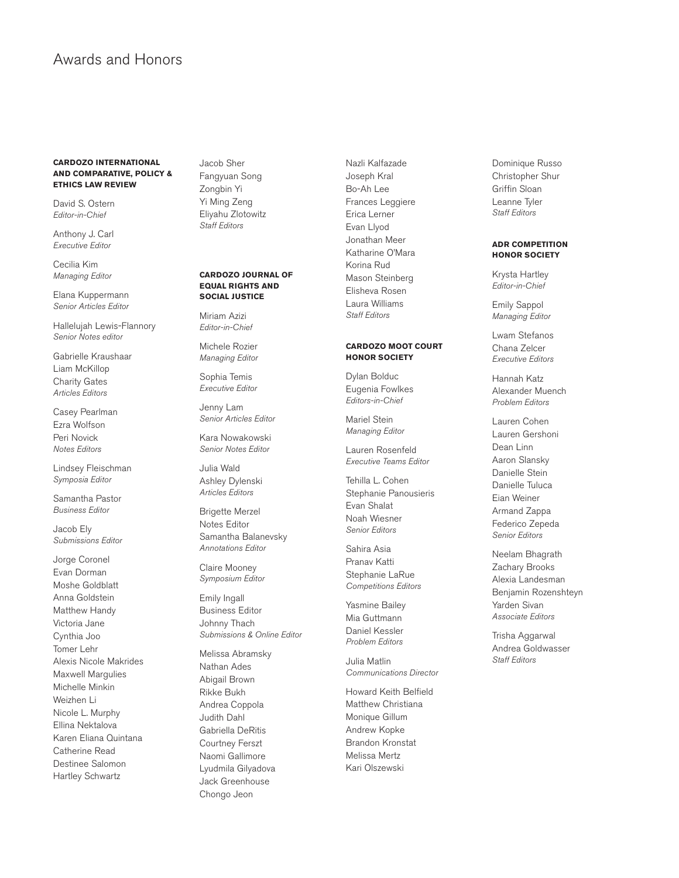# Awards and Honors

**CARDOZO INTERNATIONAL AND COMPARATIVE, POLICY & ETHICS LAW REVIEW**

David S. Ostern
*Editor-in-Chief*

Anthony J. Carl
*Executive Editor*

Cecilia Kim
*Managing Editor*

Elana Kuppermann
*Senior Articles Editor*

Hallelujah Lewis-Flannory
*Senior Notes editor*

Gabrielle Kraushaar
Liam McKillop
Charity Gates
*Articles Editors*

Casey Pearlman
Ezra Wolfson
Peri Novick
*Notes Editors*

Lindsey Fleischman
*Symposia Editor*

Samantha Pastor
*Business Editor*

Jacob Ely
*Submissions Editor*

Jorge Coronel
Evan Dorman
Moshe Goldblatt
Anna Goldstein
Matthew Handy
Victoria Jane
Cynthia Joo
Tomer Lehr
Alexis Nicole Makrides
Maxwell Margulies
Michelle Minkin
Weizhen Li
Nicole L. Murphy
Ellina Nektalova
Karen Eliana Quintana
Catherine Read
Destinee Salomon
Hartley Schwartz
Jacob Sher
Fangyuan Song
Zongbin Yi
Yi Ming Zeng
Eliyahu Zlotowitz
*Staff Editors*

**CARDOZO JOURNAL OF EQUAL RIGHTS AND SOCIAL JUSTICE**

Miriam Azizi
*Editor-in-Chief*

Michele Rozier
*Managing Editor*

Sophia Temis
*Executive Editor*

Jenny Lam
*Senior Articles Editor*

Kara Nowakowski
*Senior Notes Editor*

Julia Wald
Ashley Dylenski
*Articles Editors*

Brigette Merzel
Notes Editor
Samantha Balanevsky
*Annotations Editor*

Claire Mooney
*Symposium Editor*

Emily Ingall
Business Editor
Johnny Thach
*Submissions & Online Editor*

Melissa Abramsky
Nathan Ades
Abigail Brown
Rikke Bukh
Andrea Coppola
Judith Dahl
Gabriella DeRitis
Courtney Ferszt
Naomi Gallimore
Lyudmila Gilyadova
Jack Greenhouse
Chongo Jeon
Nazli Kalfazade
Joseph Kral
Bo-Ah Lee
Frances Leggiere
Erica Lerner
Evan Llyod
Jonathan Meer
Katharine O'Mara
Korina Rud
Mason Steinberg
Elisheva Rosen
Laura Williams
*Staff Editors*

**CARDOZO MOOT COURT HONOR SOCIETY**

Dylan Bolduc
Eugenia Fowlkes
*Editors-in-Chief*

Mariel Stein
*Managing Editor*

Lauren Rosenfeld
*Executive Teams Editor*

Tehilla L. Cohen
Stephanie Panousieris
Evan Shalat
Noah Wiesner
*Senior Editors*

Sahira Asia
Pranav Katti
Stephanie LaRue
*Competitions Editors*

Yasmine Bailey
Mia Guttmann
Daniel Kessler
*Problem Editors*

Julia Matlin
*Communications Director*

Howard Keith Belfield
Matthew Christiana
Monique Gillum
Andrew Kopke
Brandon Kronstat
Melissa Mertz
Kari Olszewski
Dominique Russo
Christopher Shur
Griffin Sloan
Leanne Tyler
*Staff Editors*

**ADR COMPETITION HONOR SOCIETY**

Krysta Hartley
*Editor-in-Chief*

Emily Sappol
*Managing Editor*

Lwam Stefanos
Chana Zelcer
*Executive Editors*

Hannah Katz
Alexander Muench
*Problem Editors*

Lauren Cohen
Lauren Gershoni
Dean Linn
Aaron Slansky
Danielle Stein
Danielle Tuluca
Eian Weiner
Armand Zappa
Federico Zepeda
*Senior Editors*

Neelam Bhagrath
Zachary Brooks
Alexia Landesman
Benjamin Rozenshteyn
Yarden Sivan
*Associate Editors*

Trisha Aggarwal
Andrea Goldwasser
*Staff Editors*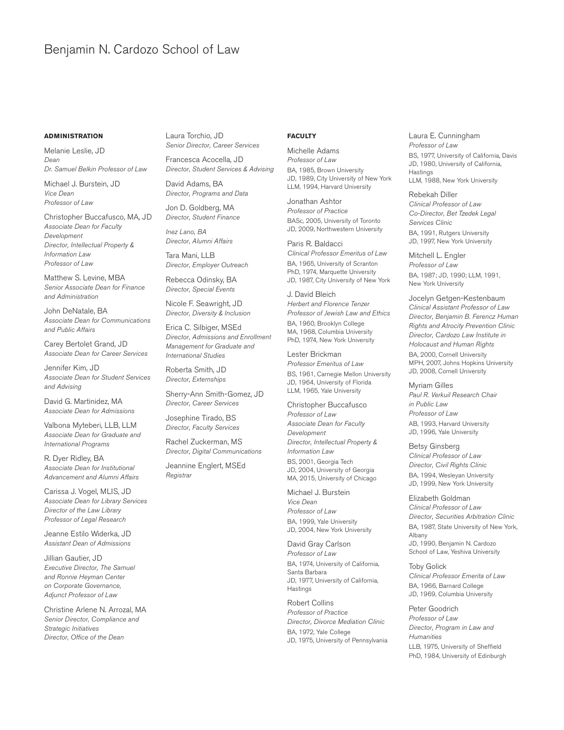# Benjamin N. Cardozo School of Law

## ADMINISTRATION

Melanie Leslie, JD
*Dean*
*Dr. Samuel Belkin Professor of Law*

Michael J. Burstein, JD
*Vice Dean*
*Professor of Law*

Christopher Buccafusco, MA, JD
*Associate Dean for Faculty Development*
*Director, Intellectual Property & Information Law*
*Professor of Law*

Matthew S. Levine, MBA
*Senior Associate Dean for Finance and Administration*

John DeNatale, BA
*Associate Dean for Communications and Public Affairs*

Carey Bertolet Grand, JD
*Associate Dean for Career Services*

Jennifer Kim, JD
*Associate Dean for Student Services and Advising*

David G. Martinidez, MA
*Associate Dean for Admissions*

Valbona Myteberi, LLB, LLM
*Associate Dean for Graduate and International Programs*

R. Dyer Ridley, BA
*Associate Dean for Institutional Advancement and Alumni Affairs*

Carissa J. Vogel, MLIS, JD
*Associate Dean for Library Services*
*Director of the Law Library*
*Professor of Legal Research*

Jeanne Estilo Widerka, JD
*Assistant Dean of Admissions*

Jillian Gautier, JD
*Executive Director, The Samuel and Ronnie Heyman Center on Corporate Governance,*
*Adjunct Professor of Law*

Christine Arlene N. Arrozal, MA
*Senior Director, Compliance and Strategic Initiatives*
*Director, Office of the Dean*

Laura Torchio, JD
*Senior Director, Career Services*

Francesca Acocella, JD
*Director, Student Services & Advising*

David Adams, BA
*Director, Programs and Data*

Jon D. Goldberg, MA
*Director, Student Finance*

*Inez Lano, BA*
*Director, Alumni Affairs*

Tara Mani, LLB
*Director, Employer Outreach*

Rebecca Odinsky, BA
*Director, Special Events*

Nicole F. Seawright, JD
*Director, Diversity & Inclusion*

Erica C. Silbiger, MSEd
*Director, Admissions and Enrollment Management for Graduate and International Studies*

Roberta Smith, JD
*Director, Externships*

Sherry-Ann Smith-Gomez, JD
*Director, Career Services*

Josephine Tirado, BS
*Director, Faculty Services*

Rachel Zuckerman, MS
*Director, Digital Communications*

Jeannine Englert, MSEd
*Registrar*

## FACULTY

Michelle Adams
*Professor of Law*
BA, 1985, Brown University
JD, 1989, City University of New York
LLM, 1994, Harvard University

Jonathan Ashtor
*Professor of Practice*
BASc, 2005, University of Toronto
JD, 2009, Northwestern University

Paris R. Baldacci
*Clinical Professor Emeritus of Law*
BA, 1965, University of Scranton
PhD, 1974, Marquette University
JD, 1987, City University of New York

J. David Bleich
*Herbert and Florence Tenzer Professor of Jewish Law and Ethics*
BA, 1960, Brooklyn College
MA, 1968, Columbia University
PhD, 1974, New York University

Lester Brickman
*Professor Emeritus of Law*
BS, 1961, Carnegie Mellon University
JD, 1964, University of Florida
LLM, 1965, Yale University

Christopher Buccafusco
*Professor of Law*
*Associate Dean for Faculty Development*
*Director, Intellectual Property & Information Law*
BS, 2001, Georgia Tech
JD, 2004, University of Georgia
MA, 2015, University of Chicago

Michael J. Burstein
*Vice Dean*
*Professor of Law*
BA, 1999, Yale University
JD, 2004, New York University

David Gray Carlson
*Professor of Law*
BA, 1974, University of California, Santa Barbara
JD, 1977, University of California, Hastings

Robert Collins
*Professor of Practice*
*Director, Divorce Mediation Clinic*
BA, 1972, Yale College
JD, 1975, University of Pennsylvania

Laura E. Cunningham
*Professor of Law*
BS, 1977, University of California, Davis
JD, 1980, University of California, Hastings
LLM, 1988, New York University

Rebekah Diller
*Clinical Professor of Law*
*Co-Director, Bet Tzedek Legal Services Clinic*
BA, 1991, Rutgers University
JD, 1997, New York University

Mitchell L. Engler
*Professor of Law*
BA, 1987; JD, 1990; LLM, 1991, New York University

Jocelyn Getgen-Kestenbaum
*Clinical Assistant Professor of Law*
*Director, Benjamin B. Ferencz Human Rights and Atrocity Prevention Clinic*
*Director, Cardozo Law Institute in Holocaust and Human Rights*
BA, 2000, Cornell University
MPH, 2007, Johns Hopkins University
JD, 2008, Cornell University

Myriam Gilles
*Paul R. Verkuil Research Chair in Public Law*
*Professor of Law*
AB, 1993, Harvard University
JD, 1996, Yale University

Betsy Ginsberg
*Clinical Professor of Law*
*Director, Civil Rights Clinic*
BA, 1994, Wesleyan University
JD, 1999, New York University

Elizabeth Goldman
*Clinical Professor of Law*
*Director, Securities Arbitration Clinic*
BA, 1987, State University of New York, Albany
JD, 1990, Benjamin N. Cardozo School of Law, Yeshiva University

Toby Golick
*Clinical Professor Emerita of Law*
BA, 1966, Barnard College
JD, 1969, Columbia University

Peter Goodrich
*Professor of Law*
*Director, Program in Law and Humanities*
LLB, 1975, University of Sheffield
PhD, 1984, University of Edinburgh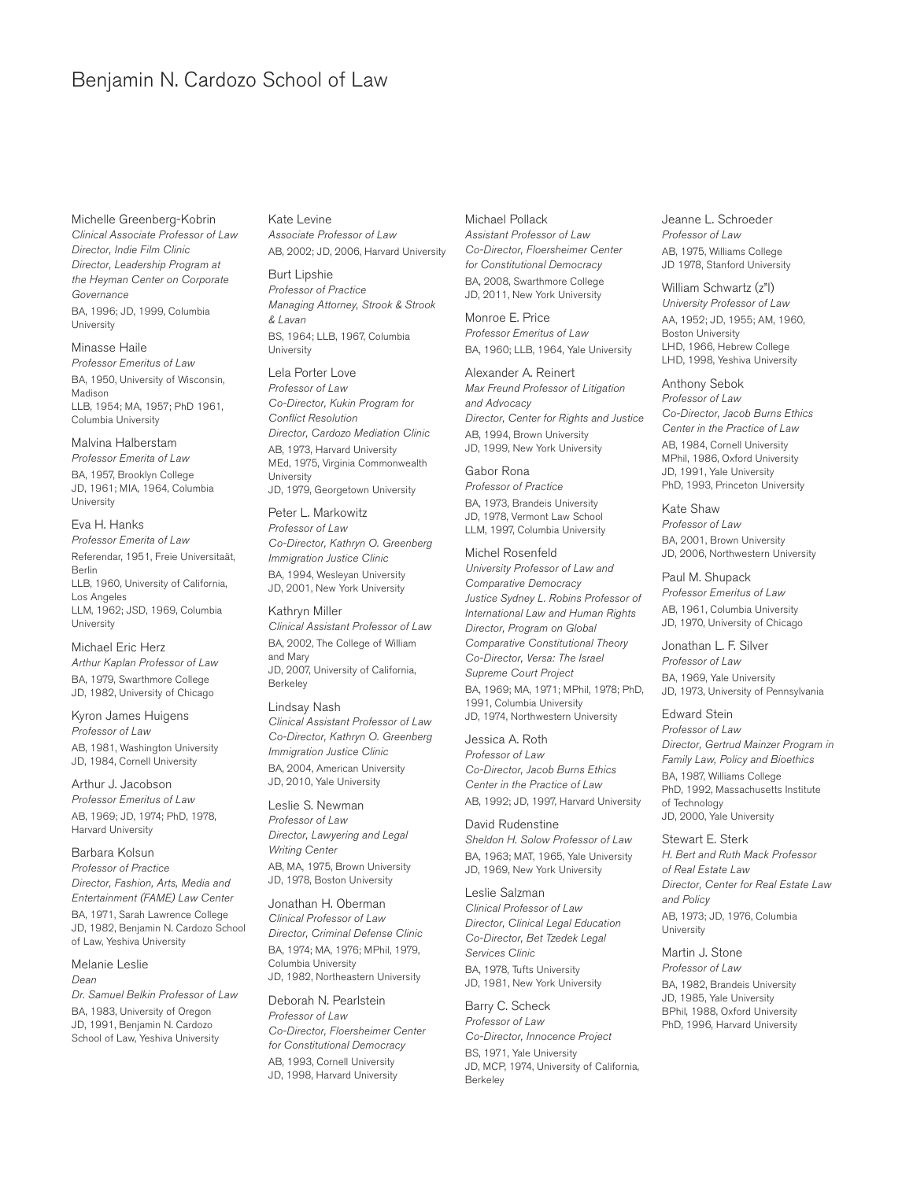# Benjamin N. Cardozo School of Law

Michelle Greenberg-Kobrin
*Clinical Associate Professor of Law*
*Director, Indie Film Clinic*
*Director, Leadership Program at the Heyman Center on Corporate Governance*
BA, 1996; JD, 1999, Columbia University

Minasse Haile
*Professor Emeritus of Law*
BA, 1950, University of Wisconsin, Madison
LLB, 1954; MA, 1957; PhD 1961, Columbia University

Malvina Halberstam
*Professor Emerita of Law*
BA, 1957, Brooklyn College
JD, 1961; MIA, 1964, Columbia University

Eva H. Hanks
*Professor Emerita of Law*
Referendar, 1951, Freie Universitaät, Berlin
LLB, 1960, University of California, Los Angeles
LLM, 1962; JSD, 1969, Columbia University

Michael Eric Herz
*Arthur Kaplan Professor of Law*
BA, 1979, Swarthmore College
JD, 1982, University of Chicago

Kyron James Huigens
*Professor of Law*
AB, 1981, Washington University
JD, 1984, Cornell University

Arthur J. Jacobson
*Professor Emeritus of Law*
AB, 1969; JD, 1974; PhD, 1978, Harvard University

Barbara Kolsun
*Professor of Practice*
*Director, Fashion, Arts, Media and Entertainment (FAME) Law Center*
BA, 1971, Sarah Lawrence College
JD, 1982, Benjamin N. Cardozo School of Law, Yeshiva University

Melanie Leslie
*Dean*
*Dr. Samuel Belkin Professor of Law*
BA, 1983, University of Oregon
JD, 1991, Benjamin N. Cardozo School of Law, Yeshiva University

Kate Levine
*Associate Professor of Law*
AB, 2002; JD, 2006, Harvard University

Burt Lipshie
*Professor of Practice*
*Managing Attorney, Strook & Strook & Lavan*
BS, 1964; LLB, 1967, Columbia University

Lela Porter Love
*Professor of Law*
*Co-Director, Kukin Program for Conflict Resolution*
*Director, Cardozo Mediation Clinic*
AB, 1973, Harvard University
MEd, 1975, Virginia Commonwealth University
JD, 1979, Georgetown University

Peter L. Markowitz
*Professor of Law*
*Co-Director, Kathryn O. Greenberg Immigration Justice Clinic*
BA, 1994, Wesleyan University
JD, 2001, New York University

Kathryn Miller
*Clinical Assistant Professor of Law*
BA, 2002, The College of William and Mary
JD, 2007, University of California, Berkeley

Lindsay Nash
*Clinical Assistant Professor of Law*
*Co-Director, Kathryn O. Greenberg Immigration Justice Clinic*
BA, 2004, American University
JD, 2010, Yale University

Leslie S. Newman
*Professor of Law*
*Director, Lawyering and Legal Writing Center*
AB, MA, 1975, Brown University
JD, 1978, Boston University

Jonathan H. Oberman
*Clinical Professor of Law*
*Director, Criminal Defense Clinic*
BA, 1974; MA, 1976; MPhil, 1979, Columbia University
JD, 1982, Northeastern University

Deborah N. Pearlstein
*Professor of Law*
*Co-Director, Floersheimer Center for Constitutional Democracy*
AB, 1993, Cornell University
JD, 1998, Harvard University

Michael Pollack
*Assistant Professor of Law*
*Co-Director, Floersheimer Center for Constitutional Democracy*
BA, 2008, Swarthmore College
JD, 2011, New York University

Monroe E. Price
*Professor Emeritus of Law*
BA, 1960; LLB, 1964, Yale University

Alexander A. Reinert
*Max Freund Professor of Litigation and Advocacy*
*Director, Center for Rights and Justice*
AB, 1994, Brown University
JD, 1999, New York University

Gabor Rona
*Professor of Practice*
BA, 1973, Brandeis University
JD, 1978, Vermont Law School
LLM, 1997, Columbia University

Michel Rosenfeld
*University Professor of Law and Comparative Democracy*
*Justice Sydney L. Robins Professor of International Law and Human Rights*
*Director, Program on Global Comparative Constitutional Theory*
*Co-Director, Versa: The Israel Supreme Court Project*
BA, 1969; MA, 1971; MPhil, 1978; PhD, 1991, Columbia University
JD, 1974, Northwestern University

Jessica A. Roth
*Professor of Law*
*Co-Director, Jacob Burns Ethics Center in the Practice of Law*
AB, 1992; JD, 1997, Harvard University

David Rudenstine
*Sheldon H. Solow Professor of Law*
BA, 1963; MAT, 1965, Yale University
JD, 1969, New York University

Leslie Salzman
*Clinical Professor of Law*
*Director, Clinical Legal Education*
*Co-Director, Bet Tzedek Legal Services Clinic*
BA, 1978, Tufts University
JD, 1981, New York University

Barry C. Scheck
*Professor of Law*
*Co-Director, Innocence Project*
BS, 1971, Yale University
JD, MCP, 1974, University of California, Berkeley

Jeanne L. Schroeder
*Professor of Law*
AB, 1975, Williams College
JD 1978, Stanford University

William Schwartz (z"l)
*University Professor of Law*
AA, 1952; JD, 1955; AM, 1960, Boston University
LHD, 1966, Hebrew College
LHD, 1998, Yeshiva University

Anthony Sebok
*Professor of Law*
*Co-Director, Jacob Burns Ethics Center in the Practice of Law*
AB, 1984, Cornell University
MPhil, 1986, Oxford University
JD, 1991, Yale University
PhD, 1993, Princeton University

Kate Shaw
*Professor of Law*
BA, 2001, Brown University
JD, 2006, Northwestern University

Paul M. Shupack
*Professor Emeritus of Law*
AB, 1961, Columbia University
JD, 1970, University of Chicago

Jonathan L. F. Silver
*Professor of Law*
BA, 1969, Yale University
JD, 1973, University of Pennsylvania

Edward Stein
*Professor of Law*
*Director, Gertrud Mainzer Program in Family Law, Policy and Bioethics*
BA, 1987, Williams College
PhD, 1992, Massachusetts Institute of Technology
JD, 2000, Yale University

Stewart E. Sterk
*H. Bert and Ruth Mack Professor of Real Estate Law*
*Director, Center for Real Estate Law and Policy*
AB, 1973; JD, 1976, Columbia University

Martin J. Stone
*Professor of Law*
BA, 1982, Brandeis University
JD, 1985, Yale University
BPhil, 1988, Oxford University
PhD, 1996, Harvard University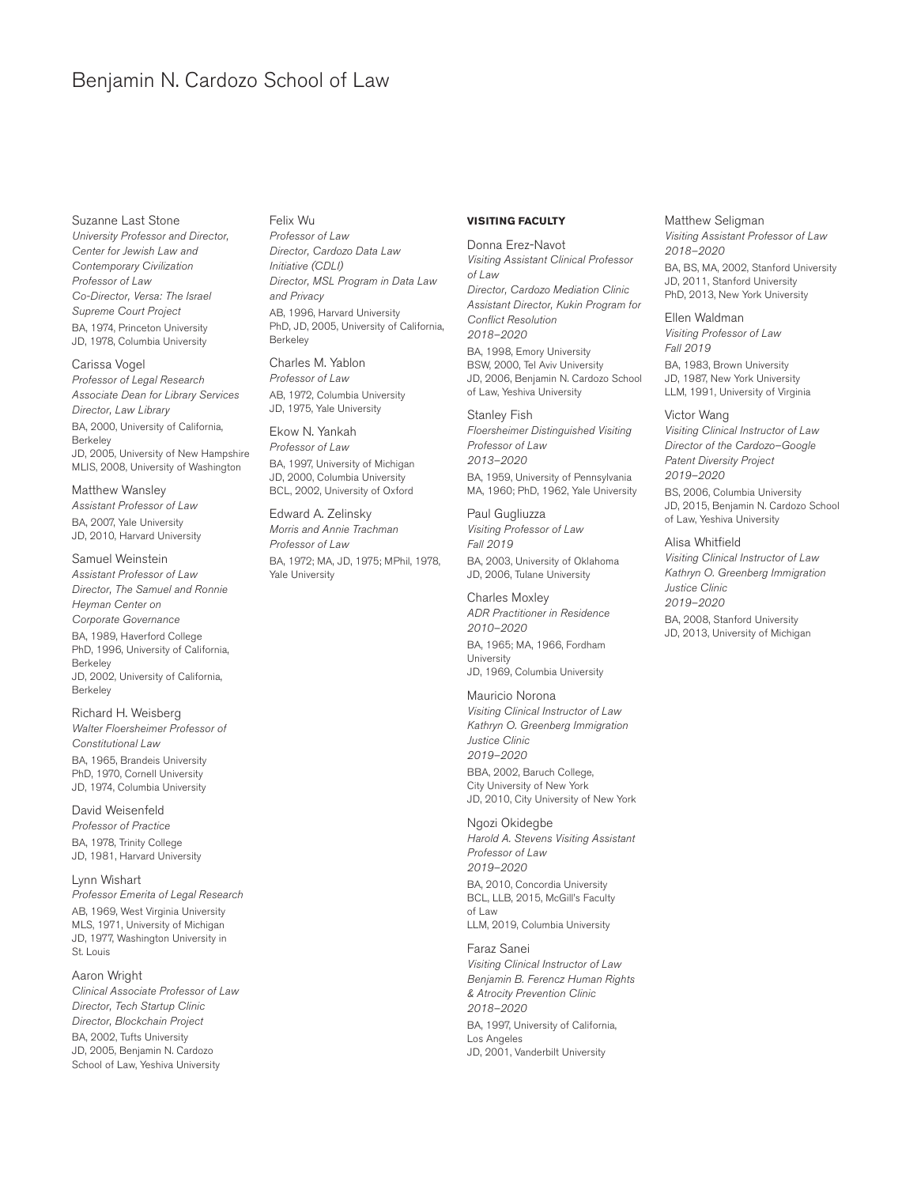Suzanne Last Stone
*University Professor and Director, Center for Jewish Law and Contemporary Civilization*
*Professor of Law*
*Co-Director, Versa: The Israel Supreme Court Project*
BA, 1974, Princeton University
JD, 1978, Columbia University

Carissa Vogel
*Professor of Legal Research*
*Associate Dean for Library Services*
*Director, Law Library*
BA, 2000, University of California, Berkeley
JD, 2005, University of New Hampshire
MLIS, 2008, University of Washington

Matthew Wansley
*Assistant Professor of Law*
BA, 2007, Yale University
JD, 2010, Harvard University

Samuel Weinstein
*Assistant Professor of Law*
*Director, The Samuel and Ronnie Heyman Center on Corporate Governance*
BA, 1989, Haverford College
PhD, 1996, University of California, Berkeley
JD, 2002, University of California, Berkeley

Richard H. Weisberg
*Walter Floersheimer Professor of Constitutional Law*
BA, 1965, Brandeis University
PhD, 1970, Cornell University
JD, 1974, Columbia University

David Weisenfeld
*Professor of Practice*
BA, 1978, Trinity College
JD, 1981, Harvard University

Lynn Wishart
*Professor Emerita of Legal Research*
AB, 1969, West Virginia University
MLS, 1971, University of Michigan
JD, 1977, Washington University in St. Louis

Aaron Wright
*Clinical Associate Professor of Law*
*Director, Tech Startup Clinic*
*Director, Blockchain Project*
BA, 2002, Tufts University
JD, 2005, Benjamin N. Cardozo School of Law, Yeshiva University

Felix Wu
*Professor of Law*
*Director, Cardozo Data Law Initiative (CDLI)*
*Director, MSL Program in Data Law and Privacy*
AB, 1996, Harvard University
PhD, JD, 2005, University of California, Berkeley

Charles M. Yablon
*Professor of Law*
AB, 1972, Columbia University
JD, 1975, Yale University

Ekow N. Yankah
*Professor of Law*
BA, 1997, University of Michigan
JD, 2000, Columbia University
BCL, 2002, University of Oxford

Edward A. Zelinsky
*Morris and Annie Trachman Professor of Law*
BA, 1972; MA, JD, 1975; MPhil, 1978, Yale University

## VISITING FACULTY

Donna Erez-Navot
*Visiting Assistant Clinical Professor of Law*
*Director, Cardozo Mediation Clinic*
*Assistant Director, Kukin Program for Conflict Resolution*
*2018–2020*
BA, 1998, Emory University
BSW, 2000, Tel Aviv University
JD, 2006, Benjamin N. Cardozo School of Law, Yeshiva University

Stanley Fish
*Floersheimer Distinguished Visiting Professor of Law*
*2013–2020*
BA, 1959, University of Pennsylvania
MA, 1960; PhD, 1962, Yale University

Paul Gugliuzza
*Visiting Professor of Law*
*Fall 2019*
BA, 2003, University of Oklahoma
JD, 2006, Tulane University

Charles Moxley
*ADR Practitioner in Residence*
*2010–2020*
BA, 1965; MA, 1966, Fordham University
JD, 1969, Columbia University

Mauricio Norona
*Visiting Clinical Instructor of Law*
*Kathryn O. Greenberg Immigration Justice Clinic*
*2019–2020*
BBA, 2002, Baruch College, City University of New York
JD, 2010, City University of New York

Ngozi Okidegbe
*Harold A. Stevens Visiting Assistant Professor of Law*
*2019–2020*
BA, 2010, Concordia University
BCL, LLB, 2015, McGill's Faculty of Law
LLM, 2019, Columbia University

Faraz Sanei
*Visiting Clinical Instructor of Law*
*Benjamin B. Ferencz Human Rights & Atrocity Prevention Clinic*
*2018–2020*
BA, 1997, University of California, Los Angeles
JD, 2001, Vanderbilt University

Matthew Seligman
*Visiting Assistant Professor of Law*
*2018–2020*
BA, BS, MA, 2002, Stanford University
JD, 2011, Stanford University
PhD, 2013, New York University

Ellen Waldman
*Visiting Professor of Law*
*Fall 2019*
BA, 1983, Brown University
JD, 1987, New York University
LLM, 1991, University of Virginia

Victor Wang
*Visiting Clinical Instructor of Law*
*Director of the Cardozo–Google Patent Diversity Project*
*2019–2020*
BS, 2006, Columbia University
JD, 2015, Benjamin N. Cardozo School of Law, Yeshiva University

Alisa Whitfield
*Visiting Clinical Instructor of Law*
*Kathryn O. Greenberg Immigration Justice Clinic*
*2019–2020*
BA, 2008, Stanford University
JD, 2013, University of Michigan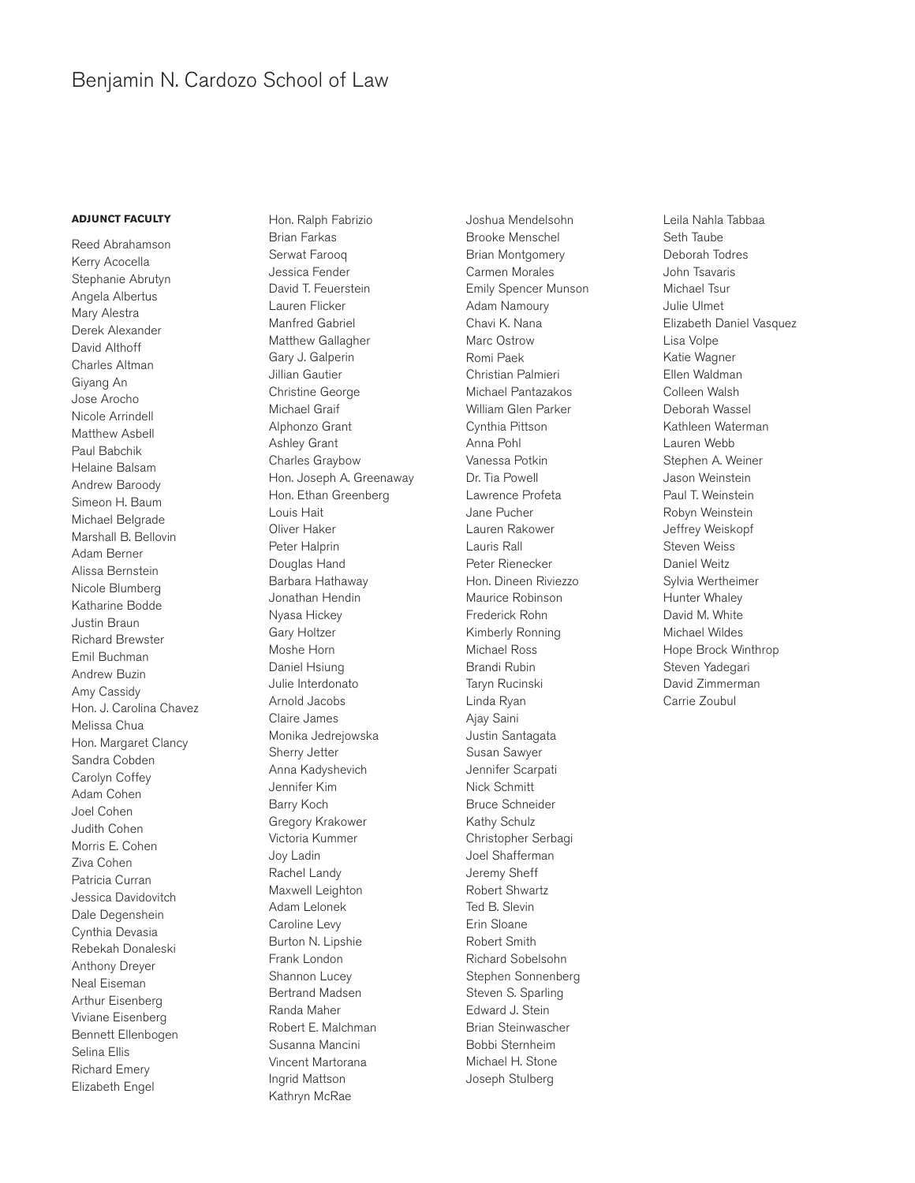# Benjamin N. Cardozo School of Law

**ADJUNCT FACULTY**

Reed Abrahamson
Kerry Acocella
Stephanie Abrutyn
Angela Albertus
Mary Alestra
Derek Alexander
David Althoff
Charles Altman
Giyang An
Jose Arocho
Nicole Arrindell
Matthew Asbell
Paul Babchik
Helaine Balsam
Andrew Baroody
Simeon H. Baum
Michael Belgrade
Marshall B. Bellovin
Adam Berner
Alissa Bernstein
Nicole Blumberg
Katharine Bodde
Justin Braun
Richard Brewster
Emil Buchman
Andrew Buzin
Amy Cassidy
Hon. J. Carolina Chavez
Melissa Chua
Hon. Margaret Clancy
Sandra Cobden
Carolyn Coffey
Adam Cohen
Joel Cohen
Judith Cohen
Morris E. Cohen
Ziva Cohen
Patricia Curran
Jessica Davidovitch
Dale Degenshein
Cynthia Devasia
Rebekah Donaleski
Anthony Dreyer
Neal Eiseman
Arthur Eisenberg
Viviane Eisenberg
Bennett Ellenbogen
Selina Ellis
Richard Emery
Elizabeth Engel
Hon. Ralph Fabrizio
Brian Farkas
Serwat Farooq
Jessica Fender
David T. Feuerstein
Lauren Flicker
Manfred Gabriel
Matthew Gallagher
Gary J. Galperin
Jillian Gautier
Christine George
Michael Graif
Alphonzo Grant
Ashley Grant
Charles Graybow
Hon. Joseph A. Greenaway
Hon. Ethan Greenberg
Louis Hait
Oliver Haker
Peter Halprin
Douglas Hand
Barbara Hathaway
Jonathan Hendin
Nyasa Hickey
Gary Holtzer
Moshe Horn
Daniel Hsiung
Julie Interdonato
Arnold Jacobs
Claire James
Monika Jedrejowska
Sherry Jetter
Anna Kadyshevich
Jennifer Kim
Barry Koch
Gregory Krakower
Victoria Kummer
Joy Ladin
Rachel Landy
Maxwell Leighton
Adam Lelonek
Caroline Levy
Burton N. Lipshie
Frank London
Shannon Lucey
Bertrand Madsen
Randa Maher
Robert E. Malchman
Susanna Mancini
Vincent Martorana
Ingrid Mattson
Kathryn McRae
Joshua Mendelsohn
Brooke Menschel
Brian Montgomery
Carmen Morales
Emily Spencer Munson
Adam Namoury
Chavi K. Nana
Marc Ostrow
Romi Paek
Christian Palmieri
Michael Pantazakos
William Glen Parker
Cynthia Pittson
Anna Pohl
Vanessa Potkin
Dr. Tia Powell
Lawrence Profeta
Jane Pucher
Lauren Rakower
Lauris Rall
Peter Rienecker
Hon. Dineen Riviezzo
Maurice Robinson
Frederick Rohn
Kimberly Ronning
Michael Ross
Brandi Rubin
Taryn Rucinski
Linda Ryan
Ajay Saini
Justin Santagata
Susan Sawyer
Jennifer Scarpati
Nick Schmitt
Bruce Schneider
Kathy Schulz
Christopher Serbagi
Joel Shafferman
Jeremy Sheff
Robert Shwartz
Ted B. Slevin
Erin Sloane
Robert Smith
Richard Sobelsohn
Stephen Sonnenberg
Steven S. Sparling
Edward J. Stein
Brian Steinwascher
Bobbi Sternheim
Michael H. Stone
Joseph Stulberg
Leila Nahla Tabbaa
Seth Taube
Deborah Todres
John Tsavaris
Michael Tsur
Julie Ulmet
Elizabeth Daniel Vasquez
Lisa Volpe
Katie Wagner
Ellen Waldman
Colleen Walsh
Deborah Wassel
Kathleen Waterman
Lauren Webb
Stephen A. Weiner
Jason Weinstein
Paul T. Weinstein
Robyn Weinstein
Jeffrey Weiskopf
Steven Weiss
Daniel Weitz
Sylvia Wertheimer
Hunter Whaley
David M. White
Michael Wildes
Hope Brock Winthrop
Steven Yadegari
David Zimmerman
Carrie Zoubul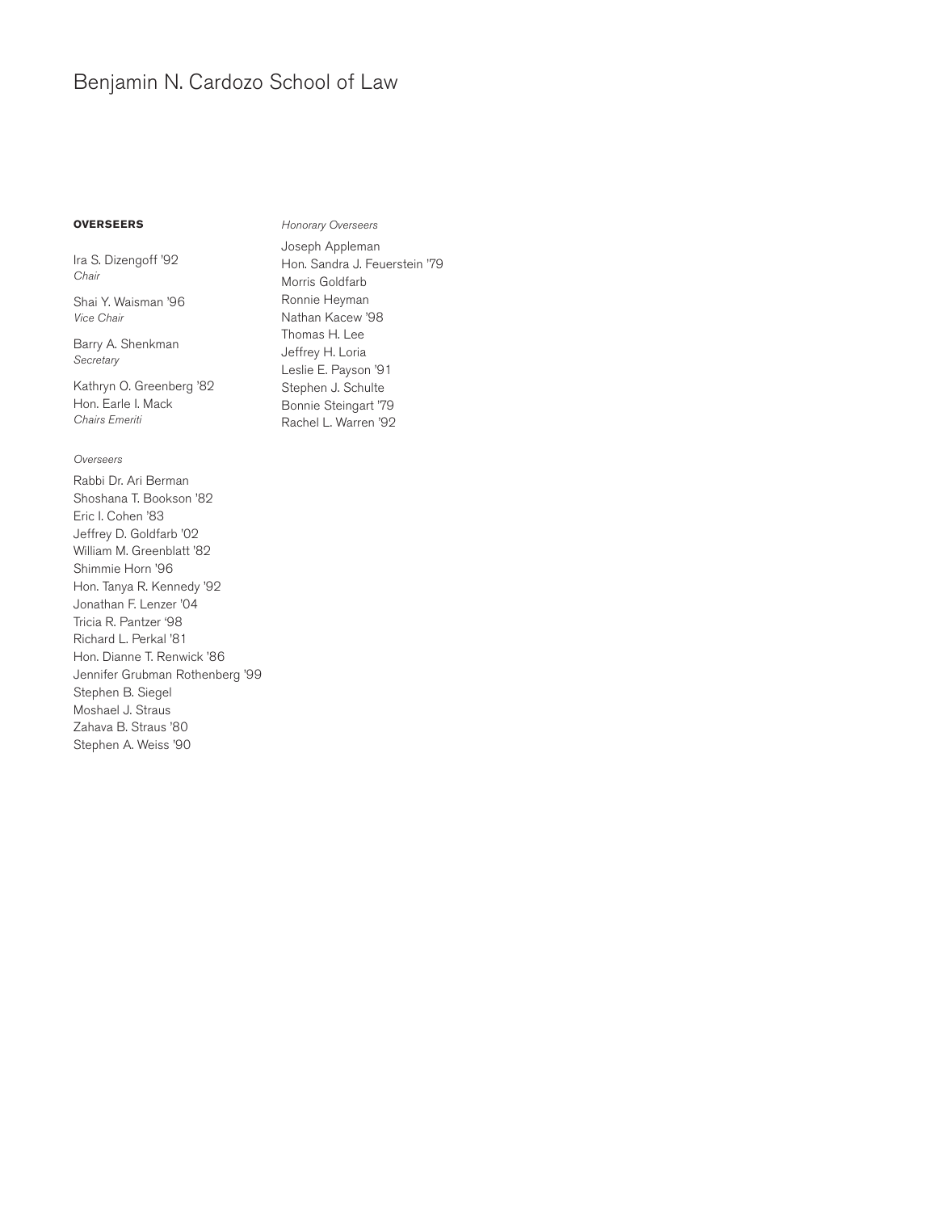# Benjamin N. Cardozo School of Law

## OVERSEERS

Ira S. Dizengoff '92
*Chair*

Shai Y. Waisman '96
*Vice Chair*

Barry A. Shenkman
*Secretary*

Kathryn O. Greenberg '82
Hon. Earle I. Mack
*Chairs Emeriti*

*Overseers*

Rabbi Dr. Ari Berman
Shoshana T. Bookson '82
Eric I. Cohen '83
Jeffrey D. Goldfarb '02
William M. Greenblatt '82
Shimmie Horn '96
Hon. Tanya R. Kennedy '92
Jonathan F. Lenzer '04
Tricia R. Pantzer '98
Richard L. Perkal '81
Hon. Dianne T. Renwick '86
Jennifer Grubman Rothenberg '99
Stephen B. Siegel
Moshael J. Straus
Zahava B. Straus '80
Stephen A. Weiss '90

*Honorary Overseers*

Joseph Appleman
Hon. Sandra J. Feuerstein '79
Morris Goldfarb
Ronnie Heyman
Nathan Kacew '98
Thomas H. Lee
Jeffrey H. Loria
Leslie E. Payson '91
Stephen J. Schulte
Bonnie Steingart '79
Rachel L. Warren '92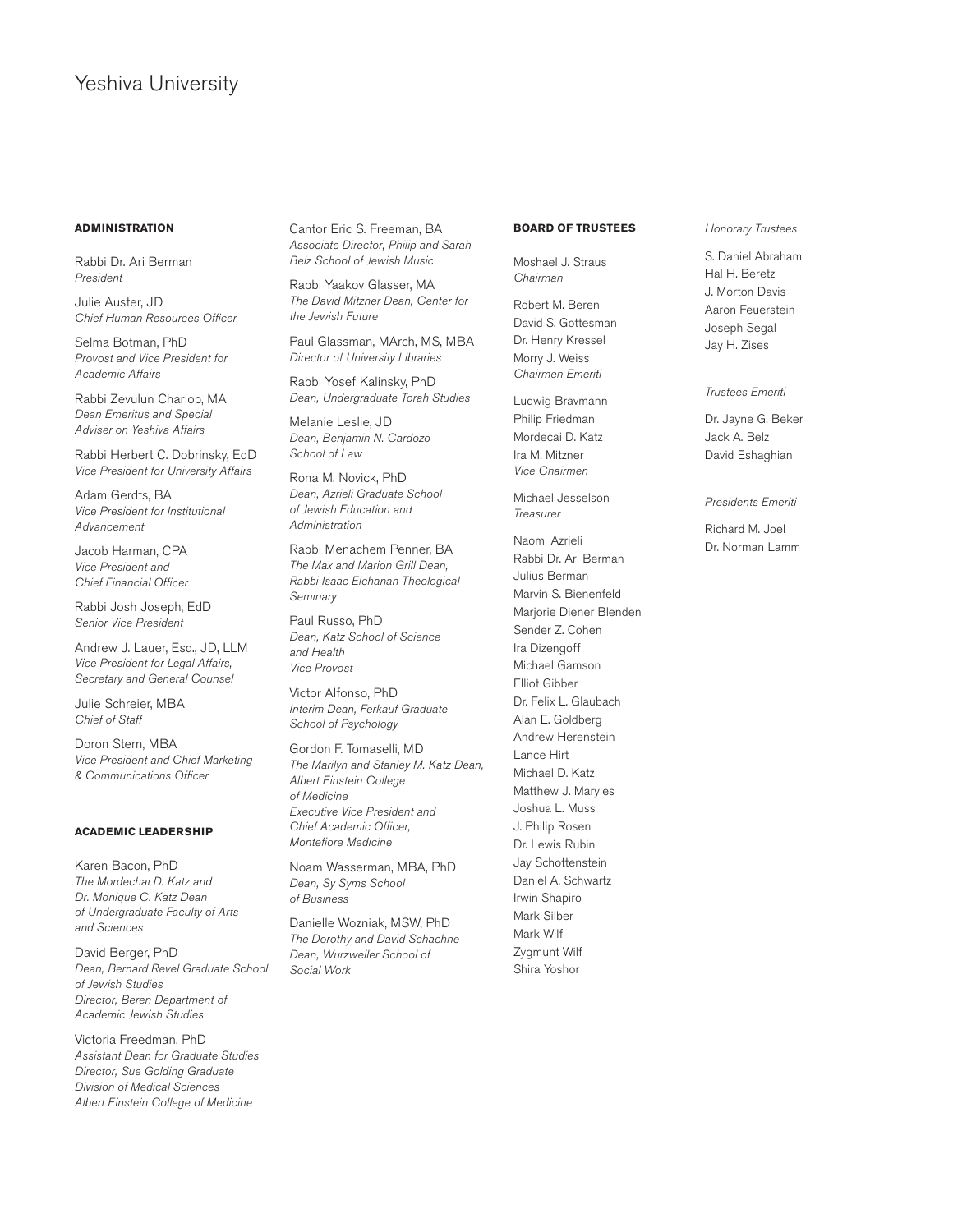# Yeshiva University

## ADMINISTRATION

Rabbi Dr. Ari Berman
*President*

Julie Auster, JD
*Chief Human Resources Officer*

Selma Botman, PhD
*Provost and Vice President for Academic Affairs*

Rabbi Zevulun Charlop, MA
*Dean Emeritus and Special Adviser on Yeshiva Affairs*

Rabbi Herbert C. Dobrinsky, EdD
*Vice President for University Affairs*

Adam Gerdts, BA
*Vice President for Institutional Advancement*

Jacob Harman, CPA
*Vice President and Chief Financial Officer*

Rabbi Josh Joseph, EdD
*Senior Vice President*

Andrew J. Lauer, Esq., JD, LLM
*Vice President for Legal Affairs, Secretary and General Counsel*

Julie Schreier, MBA
*Chief of Staff*

Doron Stern, MBA
*Vice President and Chief Marketing & Communications Officer*

## ACADEMIC LEADERSHIP

Karen Bacon, PhD
*The Mordechai D. Katz and Dr. Monique C. Katz Dean of Undergraduate Faculty of Arts and Sciences*

David Berger, PhD
*Dean, Bernard Revel Graduate School of Jewish Studies*
*Director, Beren Department of Academic Jewish Studies*

Victoria Freedman, PhD
*Assistant Dean for Graduate Studies*
*Director, Sue Golding Graduate Division of Medical Sciences*
*Albert Einstein College of Medicine*

Cantor Eric S. Freeman, BA
*Associate Director, Philip and Sarah Belz School of Jewish Music*

Rabbi Yaakov Glasser, MA
*The David Mitzner Dean, Center for the Jewish Future*

Paul Glassman, MArch, MS, MBA
*Director of University Libraries*

Rabbi Yosef Kalinsky, PhD
*Dean, Undergraduate Torah Studies*

Melanie Leslie, JD
*Dean, Benjamin N. Cardozo School of Law*

Rona M. Novick, PhD
*Dean, Azrieli Graduate School of Jewish Education and Administration*

Rabbi Menachem Penner, BA
*The Max and Marion Grill Dean, Rabbi Isaac Elchanan Theological Seminary*

Paul Russo, PhD
*Dean, Katz School of Science and Health*
*Vice Provost*

Victor Alfonso, PhD
*Interim Dean, Ferkauf Graduate School of Psychology*

Gordon F. Tomaselli, MD
*The Marilyn and Stanley M. Katz Dean, Albert Einstein College of Medicine*
*Executive Vice President and Chief Academic Officer, Montefiore Medicine*

Noam Wasserman, MBA, PhD
*Dean, Sy Syms School of Business*

Danielle Wozniak, MSW, PhD
*The Dorothy and David Schachne Dean, Wurzweiler School of Social Work*

## BOARD OF TRUSTEES

Moshael J. Straus
*Chairman*

Robert M. Beren
David S. Gottesman
Dr. Henry Kressel
Morry J. Weiss
*Chairmen Emeriti*

Ludwig Bravmann
Philip Friedman
Mordecai D. Katz
Ira M. Mitzner
*Vice Chairmen*

Michael Jesselson
*Treasurer*

Naomi Azrieli
Rabbi Dr. Ari Berman
Julius Berman
Marvin S. Bienenfeld
Marjorie Diener Blenden
Sender Z. Cohen
Ira Dizengoff
Michael Gamson
Elliot Gibber
Dr. Felix L. Glaubach
Alan E. Goldberg
Andrew Herenstein
Lance Hirt
Michael D. Katz
Matthew J. Maryles
Joshua L. Muss
J. Philip Rosen
Dr. Lewis Rubin
Jay Schottenstein
Daniel A. Schwartz
Irwin Shapiro
Mark Silber
Mark Wilf
Zygmunt Wilf
Shira Yoshor

*Honorary Trustees*

S. Daniel Abraham
Hal H. Beretz
J. Morton Davis
Aaron Feuerstein
Joseph Segal
Jay H. Zises

*Trustees Emeriti*

Dr. Jayne G. Beker
Jack A. Belz
David Eshaghian

*Presidents Emeriti*

Richard M. Joel
Dr. Norman Lamm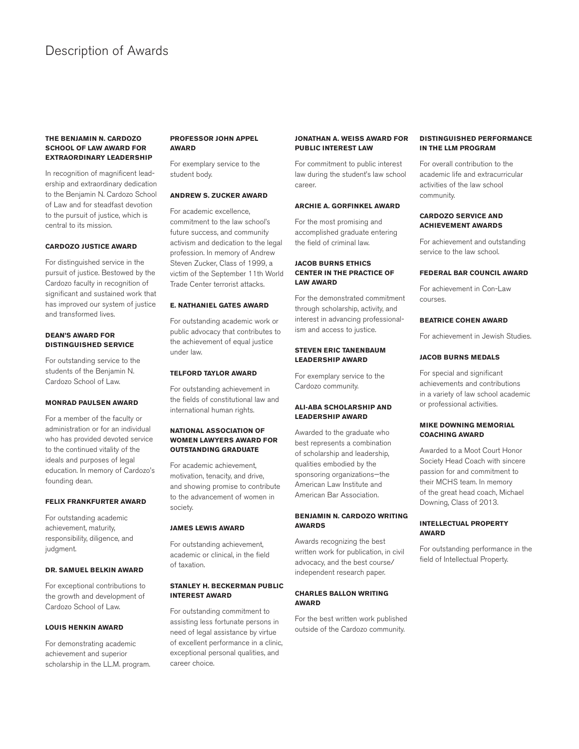# Description of Awards

### THE BENJAMIN N. CARDOZO SCHOOL OF LAW AWARD FOR EXTRAORDINARY LEADERSHIP

In recognition of magnificent leadership and extraordinary dedication to the Benjamin N. Cardozo School of Law and for steadfast devotion to the pursuit of justice, which is central to its mission.

### CARDOZO JUSTICE AWARD

For distinguished service in the pursuit of justice. Bestowed by the Cardozo faculty in recognition of significant and sustained work that has improved our system of justice and transformed lives.

### DEAN'S AWARD FOR DISTINGUISHED SERVICE

For outstanding service to the students of the Benjamin N. Cardozo School of Law.

### MONRAD PAULSEN AWARD

For a member of the faculty or administration or for an individual who has provided devoted service to the continued vitality of the ideals and purposes of legal education. In memory of Cardozo's founding dean.

### FELIX FRANKFURTER AWARD

For outstanding academic achievement, maturity, responsibility, diligence, and judgment.

### DR. SAMUEL BELKIN AWARD

For exceptional contributions to the growth and development of Cardozo School of Law.

### LOUIS HENKIN AWARD

For demonstrating academic achievement and superior scholarship in the LL.M. program.

### PROFESSOR JOHN APPEL AWARD

For exemplary service to the student body.

### ANDREW S. ZUCKER AWARD

For academic excellence, commitment to the law school's future success, and community activism and dedication to the legal profession. In memory of Andrew Steven Zucker, Class of 1999, a victim of the September 11th World Trade Center terrorist attacks.

### E. NATHANIEL GATES AWARD

For outstanding academic work or public advocacy that contributes to the achievement of equal justice under law.

### TELFORD TAYLOR AWARD

For outstanding achievement in the fields of constitutional law and international human rights.

### NATIONAL ASSOCIATION OF WOMEN LAWYERS AWARD FOR OUTSTANDING GRADUATE

For academic achievement, motivation, tenacity, and drive, and showing promise to contribute to the advancement of women in society.

### JAMES LEWIS AWARD

For outstanding achievement, academic or clinical, in the field of taxation.

### STANLEY H. BECKERMAN PUBLIC INTEREST AWARD

For outstanding commitment to assisting less fortunate persons in need of legal assistance by virtue of excellent performance in a clinic, exceptional personal qualities, and career choice.

### JONATHAN A. WEISS AWARD FOR PUBLIC INTEREST LAW

For commitment to public interest law during the student's law school career.

### ARCHIE A. GORFINKEL AWARD

For the most promising and accomplished graduate entering the field of criminal law.

### JACOB BURNS ETHICS CENTER IN THE PRACTICE OF LAW AWARD

For the demonstrated commitment through scholarship, activity, and interest in advancing professionalism and access to justice.

### STEVEN ERIC TANENBAUM LEADERSHIP AWARD

For exemplary service to the Cardozo community.

### ALI-ABA SCHOLARSHIP AND LEADERSHIP AWARD

Awarded to the graduate who best represents a combination of scholarship and leadership, qualities embodied by the sponsoring organizations—the American Law Institute and American Bar Association.

### BENJAMIN N. CARDOZO WRITING AWARDS

Awards recognizing the best written work for publication, in civil advocacy, and the best course/independent research paper.

### CHARLES BALLON WRITING AWARD

For the best written work published outside of the Cardozo community.

### DISTINGUISHED PERFORMANCE IN THE LLM PROGRAM

For overall contribution to the academic life and extracurricular activities of the law school community.

### CARDOZO SERVICE AND ACHIEVEMENT AWARDS

For achievement and outstanding service to the law school.

### FEDERAL BAR COUNCIL AWARD

For achievement in Con-Law courses.

### BEATRICE COHEN AWARD

For achievement in Jewish Studies.

### JACOB BURNS MEDALS

For special and significant achievements and contributions in a variety of law school academic or professional activities.

### MIKE DOWNING MEMORIAL COACHING AWARD

Awarded to a Moot Court Honor Society Head Coach with sincere passion for and commitment to their MCHS team. In memory of the great head coach, Michael Downing, Class of 2013.

### INTELLECTUAL PROPERTY AWARD

For outstanding performance in the field of Intellectual Property.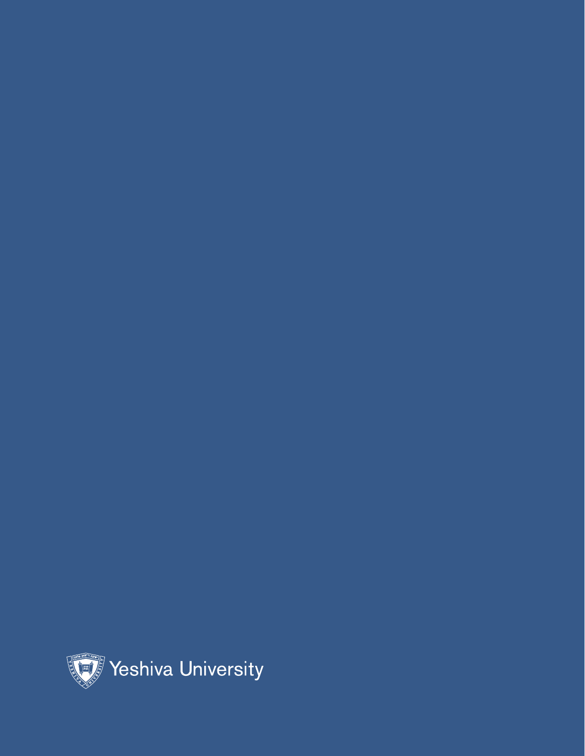Yeshiva University